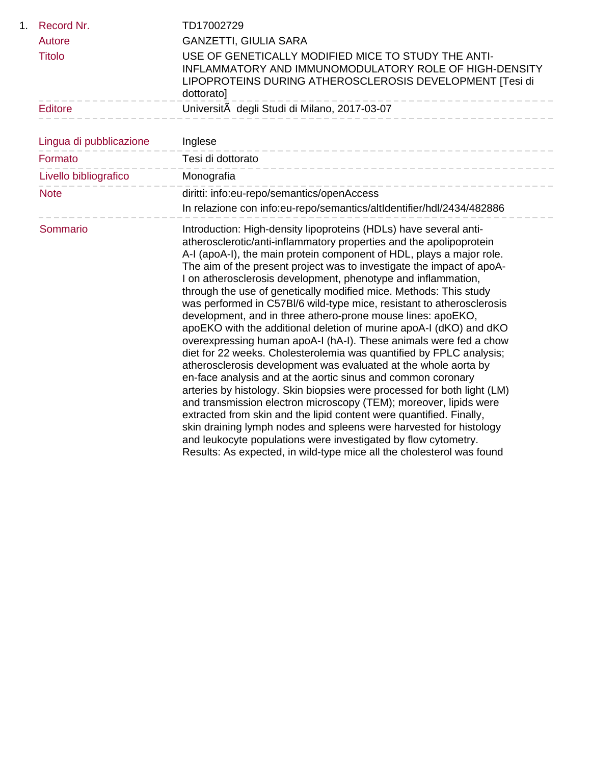1. 

| | |
|---|---|
| Record Nr. | TD17002729 |
| Autore | GANZETTI, GIULIA SARA |
| Titolo | USE OF GENETICALLY MODIFIED MICE TO STUDY THE ANTI-INFLAMMATORY AND IMMUNOMODULATORY ROLE OF HIGH-DENSITY LIPOPROTEINS DURING ATHEROSCLEROSIS DEVELOPMENT [Tesi di dottorato] |
| Editore | UniversitÃ  degli Studi di Milano, 2017-03-07 |
| Lingua di pubblicazione | Inglese |
| Formato | Tesi di dottorato |
| Livello bibliografico | Monografia |
| Note | diritti: info:eu-repo/semantics/openAccess<br>In relazione con info:eu-repo/semantics/altIdentifier/hdl/2434/482886 |
| Sommario | Introduction: High-density lipoproteins (HDLs) have several anti-atherosclerotic/anti-inflammatory properties and the apolipoprotein A-I (apoA-I), the main protein component of HDL, plays a major role. The aim of the present project was to investigate the impact of apoA-I on atherosclerosis development, phenotype and inflammation, through the use of genetically modified mice. Methods: This study was performed in C57Bl/6 wild-type mice, resistant to atherosclerosis development, and in three athero-prone mouse lines: apoEKO, apoEKO with the additional deletion of murine apoA-I (dKO) and dKO overexpressing human apoA-I (hA-I). These animals were fed a chow diet for 22 weeks. Cholesterolemia was quantified by FPLC analysis; atherosclerosis development was evaluated at the whole aorta by en-face analysis and at the aortic sinus and common coronary arteries by histology. Skin biopsies were processed for both light (LM) and transmission electron microscopy (TEM); moreover, lipids were extracted from skin and the lipid content were quantified. Finally, skin draining lymph nodes and spleens were harvested for histology and leukocyte populations were investigated by flow cytometry. Results: As expected, in wild-type mice all the cholesterol was found |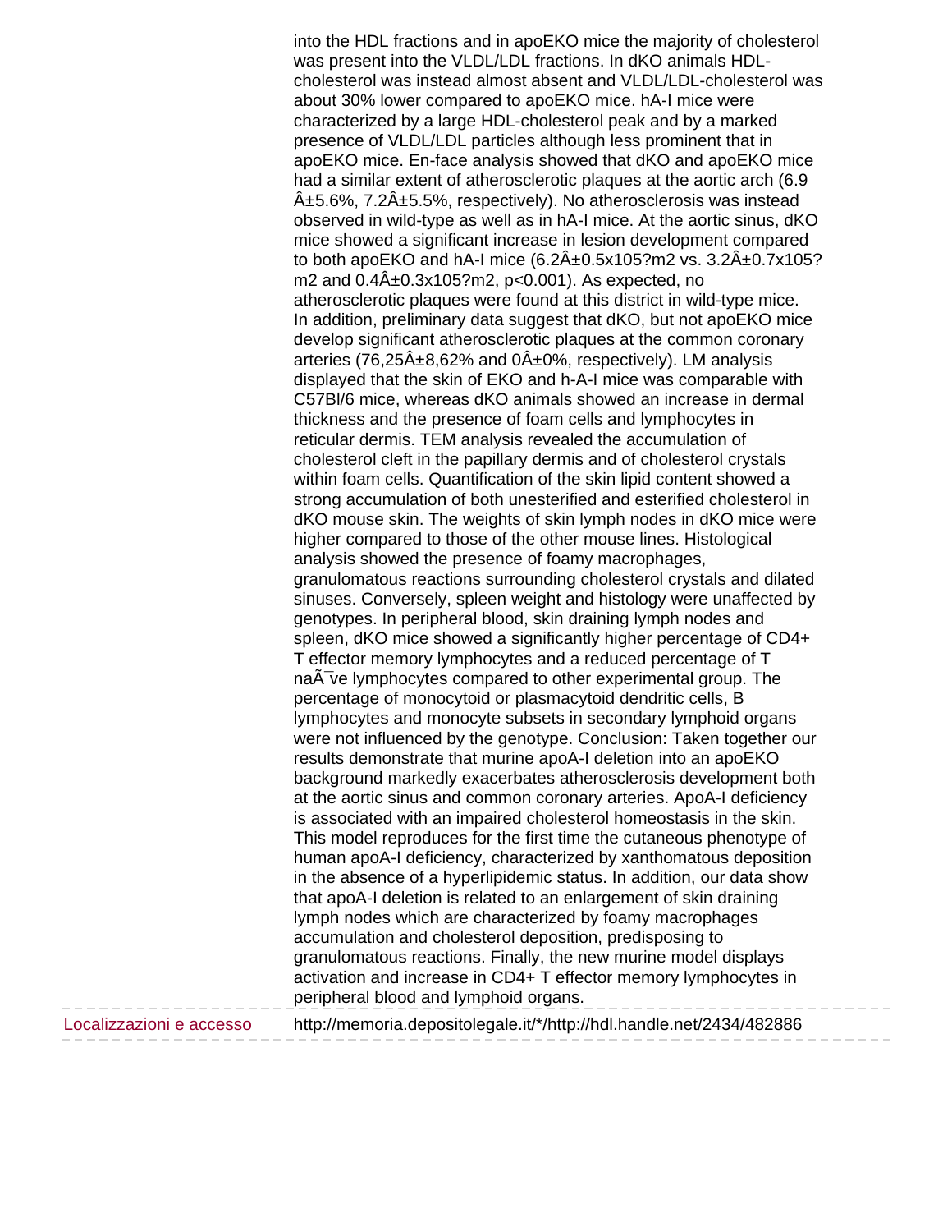into the HDL fractions and in apoEKO mice the majority of cholesterol was present into the VLDL/LDL fractions. In dKO animals HDL-cholesterol was instead almost absent and VLDL/LDL-cholesterol was about 30% lower compared to apoEKO mice. hA-I mice were characterized by a large HDL-cholesterol peak and by a marked presence of VLDL/LDL particles although less prominent that in apoEKO mice. En-face analysis showed that dKO and apoEKO mice had a similar extent of atherosclerotic plaques at the aortic arch (6.9 Â±5.6%, 7.2Â±5.5%, respectively). No atherosclerosis was instead observed in wild-type as well as in hA-I mice. At the aortic sinus, dKO mice showed a significant increase in lesion development compared to both apoEKO and hA-I mice (6.2Â±0.5x105?m2 vs. 3.2Â±0.7x105?m2 and 0.4Â±0.3x105?m2, p<0.001). As expected, no atherosclerotic plaques were found at this district in wild-type mice. In addition, preliminary data suggest that dKO, but not apoEKO mice develop significant atherosclerotic plaques at the common coronary arteries (76,25Â±8,62% and 0Â±0%, respectively). LM analysis displayed that the skin of EKO and h-A-I mice was comparable with C57Bl/6 mice, whereas dKO animals showed an increase in dermal thickness and the presence of foam cells and lymphocytes in reticular dermis. TEM analysis revealed the accumulation of cholesterol cleft in the papillary dermis and of cholesterol crystals within foam cells. Quantification of the skin lipid content showed a strong accumulation of both unesterified and esterified cholesterol in dKO mouse skin. The weights of skin lymph nodes in dKO mice were higher compared to those of the other mouse lines. Histological analysis showed the presence of foamy macrophages, granulomatous reactions surrounding cholesterol crystals and dilated sinuses. Conversely, spleen weight and histology were unaffected by genotypes. In peripheral blood, skin draining lymph nodes and spleen, dKO mice showed a significantly higher percentage of CD4+ T effector memory lymphocytes and a reduced percentage of T naÃ¯ve lymphocytes compared to other experimental group. The percentage of monocytoid or plasmacytoid dendritic cells, B lymphocytes and monocyte subsets in secondary lymphoid organs were not influenced by the genotype. Conclusion: Taken together our results demonstrate that murine apoA-I deletion into an apoEKO background markedly exacerbates atherosclerosis development both at the aortic sinus and common coronary arteries. ApoA-I deficiency is associated with an impaired cholesterol homeostasis in the skin. This model reproduces for the first time the cutaneous phenotype of human apoA-I deficiency, characterized by xanthomatous deposition in the absence of a hyperlipidemic status. In addition, our data show that apoA-I deletion is related to an enlargement of skin draining lymph nodes which are characterized by foamy macrophages accumulation and cholesterol deposition, predisposing to granulomatous reactions. Finally, the new murine model displays activation and increase in CD4+ T effector memory lymphocytes in peripheral blood and lymphoid organs.

| | |
|---|---|
| Localizzazioni e accesso | http://memoria.depositolegale.it/*/http://hdl.handle.net/2434/482886 |